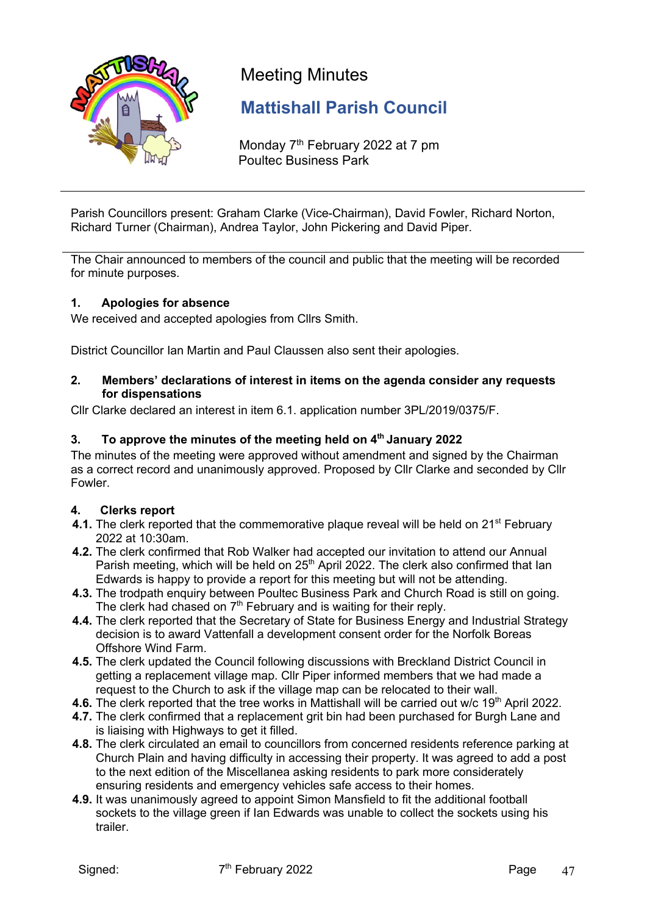# Meeting Minutes

## Mattishall Parish Council

Monday 7th February 2022 at 7 pm
Poultec Business Park

---

Parish Councillors present: Graham Clarke (Vice-Chairman), David Fowler, Richard Norton, Richard Turner (Chairman), Andrea Taylor, John Pickering and David Piper.

---

The Chair announced to members of the council and public that the meeting will be recorded for minute purposes.

### 1. Apologies for absence

We received and accepted apologies from Cllrs Smith.

District Councillor Ian Martin and Paul Claussen also sent their apologies.

### 2. Members' declarations of interest in items on the agenda consider any requests for dispensations

Cllr Clarke declared an interest in item 6.1. application number 3PL/2019/0375/F.

### 3. To approve the minutes of the meeting held on 4th January 2022

The minutes of the meeting were approved without amendment and signed by the Chairman as a correct record and unanimously approved. Proposed by Cllr Clarke and seconded by Cllr Fowler.

### 4. Clerks report

**4.1.** The clerk reported that the commemorative plaque reveal will be held on 21st February 2022 at 10:30am.

**4.2.** The clerk confirmed that Rob Walker had accepted our invitation to attend our Annual Parish meeting, which will be held on 25th April 2022. The clerk also confirmed that Ian Edwards is happy to provide a report for this meeting but will not be attending.

**4.3.** The trodpath enquiry between Poultec Business Park and Church Road is still on going. The clerk had chased on 7th February and is waiting for their reply.

**4.4.** The clerk reported that the Secretary of State for Business Energy and Industrial Strategy decision is to award Vattenfall a development consent order for the Norfolk Boreas Offshore Wind Farm.

**4.5.** The clerk updated the Council following discussions with Breckland District Council in getting a replacement village map. Cllr Piper informed members that we had made a request to the Church to ask if the village map can be relocated to their wall.

**4.6.** The clerk reported that the tree works in Mattishall will be carried out w/c 19th April 2022.

**4.7.** The clerk confirmed that a replacement grit bin had been purchased for Burgh Lane and is liaising with Highways to get it filled.

**4.8.** The clerk circulated an email to councillors from concerned residents reference parking at Church Plain and having difficulty in accessing their property. It was agreed to add a post to the next edition of the Miscellanea asking residents to park more considerately ensuring residents and emergency vehicles safe access to their homes.

**4.9.** It was unanimously agreed to appoint Simon Mansfield to fit the additional football sockets to the village green if Ian Edwards was unable to collect the sockets using his trailer.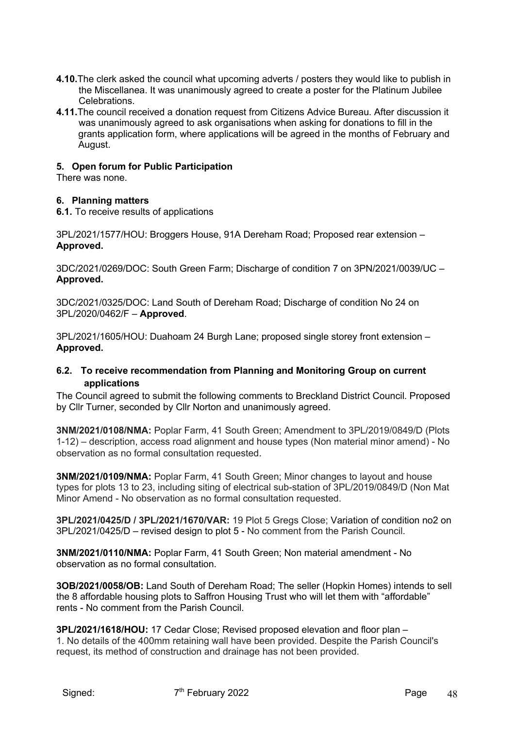**4.10.** The clerk asked the council what upcoming adverts / posters they would like to publish in the Miscellanea. It was unanimously agreed to create a poster for the Platinum Jubilee Celebrations.

**4.11.** The council received a donation request from Citizens Advice Bureau. After discussion it was unanimously agreed to ask organisations when asking for donations to fill in the grants application form, where applications will be agreed in the months of February and August.

## 5. Open forum for Public Participation

There was none.

## 6. Planning matters

**6.1.** To receive results of applications

3PL/2021/1577/HOU: Broggers House, 91A Dereham Road; Proposed rear extension – **Approved.**

3DC/2021/0269/DOC: South Green Farm; Discharge of condition 7 on 3PN/2021/0039/UC – **Approved.**

3DC/2021/0325/DOC: Land South of Dereham Road; Discharge of condition No 24 on 3PL/2020/0462/F – **Approved**.

3PL/2021/1605/HOU: Duahoam 24 Burgh Lane; proposed single storey front extension – **Approved.**

### 6.2. To receive recommendation from Planning and Monitoring Group on current applications

The Council agreed to submit the following comments to Breckland District Council. Proposed by Cllr Turner, seconded by Cllr Norton and unanimously agreed.

**3NM/2021/0108/NMA:** Poplar Farm, 41 South Green; Amendment to 3PL/2019/0849/D (Plots 1-12) – description, access road alignment and house types (Non material minor amend) - No observation as no formal consultation requested.

**3NM/2021/0109/NMA:** Poplar Farm, 41 South Green; Minor changes to layout and house types for plots 13 to 23, including siting of electrical sub-station of 3PL/2019/0849/D (Non Mat Minor Amend - No observation as no formal consultation requested.

**3PL/2021/0425/D / 3PL/2021/1670/VAR:** 19 Plot 5 Gregs Close; Variation of condition no2 on 3PL/2021/0425/D – revised design to plot 5 - No comment from the Parish Council.

**3NM/2021/0110/NMA:** Poplar Farm, 41 South Green; Non material amendment - No observation as no formal consultation.

**3OB/2021/0058/OB:** Land South of Dereham Road; The seller (Hopkin Homes) intends to sell the 8 affordable housing plots to Saffron Housing Trust who will let them with "affordable" rents - No comment from the Parish Council.

**3PL/2021/1618/HOU:** 17 Cedar Close; Revised proposed elevation and floor plan –
1. No details of the 400mm retaining wall have been provided. Despite the Parish Council's request, its method of construction and drainage has not been provided.

Signed: 7th February 2022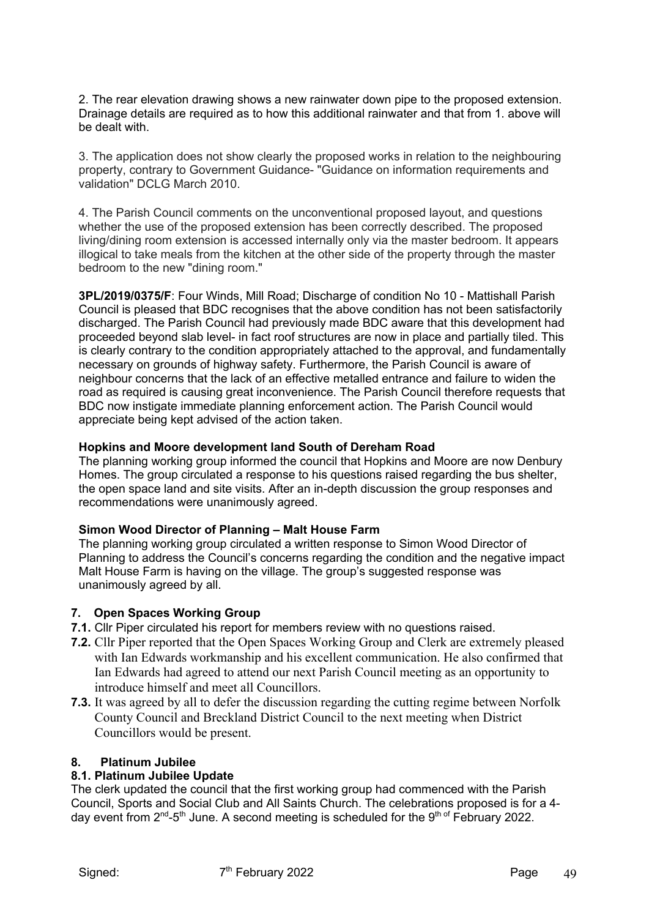2. The rear elevation drawing shows a new rainwater down pipe to the proposed extension. Drainage details are required as to how this additional rainwater and that from 1. above will be dealt with.

3. The application does not show clearly the proposed works in relation to the neighbouring property, contrary to Government Guidance- "Guidance on information requirements and validation" DCLG March 2010.

4. The Parish Council comments on the unconventional proposed layout, and questions whether the use of the proposed extension has been correctly described. The proposed living/dining room extension is accessed internally only via the master bedroom. It appears illogical to take meals from the kitchen at the other side of the property through the master bedroom to the new "dining room."

**3PL/2019/0375/F**: Four Winds, Mill Road; Discharge of condition No 10 - Mattishall Parish Council is pleased that BDC recognises that the above condition has not been satisfactorily discharged. The Parish Council had previously made BDC aware that this development had proceeded beyond slab level- in fact roof structures are now in place and partially tiled. This is clearly contrary to the condition appropriately attached to the approval, and fundamentally necessary on grounds of highway safety. Furthermore, the Parish Council is aware of neighbour concerns that the lack of an effective metalled entrance and failure to widen the road as required is causing great inconvenience. The Parish Council therefore requests that BDC now instigate immediate planning enforcement action. The Parish Council would appreciate being kept advised of the action taken.

**Hopkins and Moore development land South of Dereham Road**

The planning working group informed the council that Hopkins and Moore are now Denbury Homes. The group circulated a response to his questions raised regarding the bus shelter, the open space land and site visits. After an in-depth discussion the group responses and recommendations were unanimously agreed.

**Simon Wood Director of Planning – Malt House Farm**

The planning working group circulated a written response to Simon Wood Director of Planning to address the Council's concerns regarding the condition and the negative impact Malt House Farm is having on the village. The group's suggested response was unanimously agreed by all.

## 7. Open Spaces Working Group

**7.1.** Cllr Piper circulated his report for members review with no questions raised.

**7.2.** Cllr Piper reported that the Open Spaces Working Group and Clerk are extremely pleased with Ian Edwards workmanship and his excellent communication. He also confirmed that Ian Edwards had agreed to attend our next Parish Council meeting as an opportunity to introduce himself and meet all Councillors.

**7.3.** It was agreed by all to defer the discussion regarding the cutting regime between Norfolk County Council and Breckland District Council to the next meeting when District Councillors would be present.

## 8. Platinum Jubilee

### 8.1. Platinum Jubilee Update

The clerk updated the council that the first working group had commenced with the Parish Council, Sports and Social Club and All Saints Church. The celebrations proposed is for a 4-day event from 2nd-5th June. A second meeting is scheduled for the 9th of February 2022.

Signed: 7th February 2022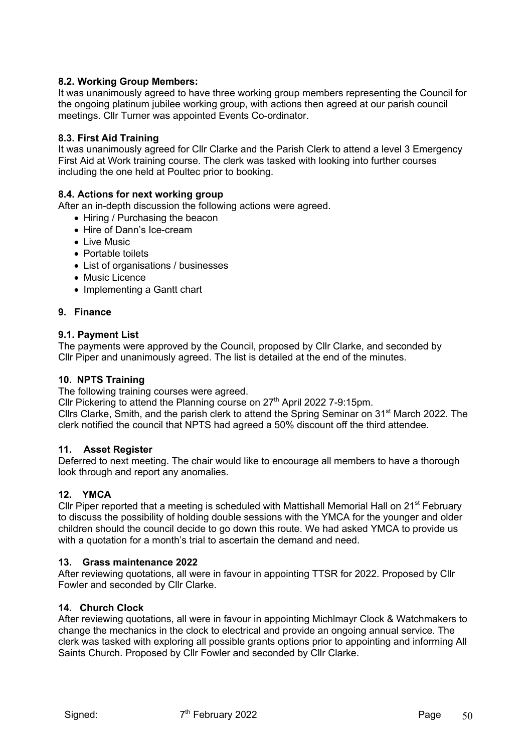### 8.2. Working Group Members:

It was unanimously agreed to have three working group members representing the Council for the ongoing platinum jubilee working group, with actions then agreed at our parish council meetings. Cllr Turner was appointed Events Co-ordinator.

### 8.3. First Aid Training

It was unanimously agreed for Cllr Clarke and the Parish Clerk to attend a level 3 Emergency First Aid at Work training course. The clerk was tasked with looking into further courses including the one held at Poultec prior to booking.

### 8.4. Actions for next working group

After an in-depth discussion the following actions were agreed.

- Hiring / Purchasing the beacon
- Hire of Dann's Ice-cream
- Live Music
- Portable toilets
- List of organisations / businesses
- Music Licence
- Implementing a Gantt chart

## 9. Finance

### 9.1. Payment List

The payments were approved by the Council, proposed by Cllr Clarke, and seconded by Cllr Piper and unanimously agreed. The list is detailed at the end of the minutes.

## 10. NPTS Training

The following training courses were agreed.

Cllr Pickering to attend the Planning course on 27th April 2022 7-9:15pm.

Cllrs Clarke, Smith, and the parish clerk to attend the Spring Seminar on 31st March 2022. The clerk notified the council that NPTS had agreed a 50% discount off the third attendee.

## 11. Asset Register

Deferred to next meeting. The chair would like to encourage all members to have a thorough look through and report any anomalies.

## 12. YMCA

Cllr Piper reported that a meeting is scheduled with Mattishall Memorial Hall on 21st February to discuss the possibility of holding double sessions with the YMCA for the younger and older children should the council decide to go down this route. We had asked YMCA to provide us with a quotation for a month's trial to ascertain the demand and need.

## 13. Grass maintenance 2022

After reviewing quotations, all were in favour in appointing TTSR for 2022. Proposed by Cllr Fowler and seconded by Cllr Clarke.

## 14. Church Clock

After reviewing quotations, all were in favour in appointing Michlmayr Clock & Watchmakers to change the mechanics in the clock to electrical and provide an ongoing annual service. The clerk was tasked with exploring all possible grants options prior to appointing and informing All Saints Church. Proposed by Cllr Fowler and seconded by Cllr Clarke.

Signed: 7th February 2022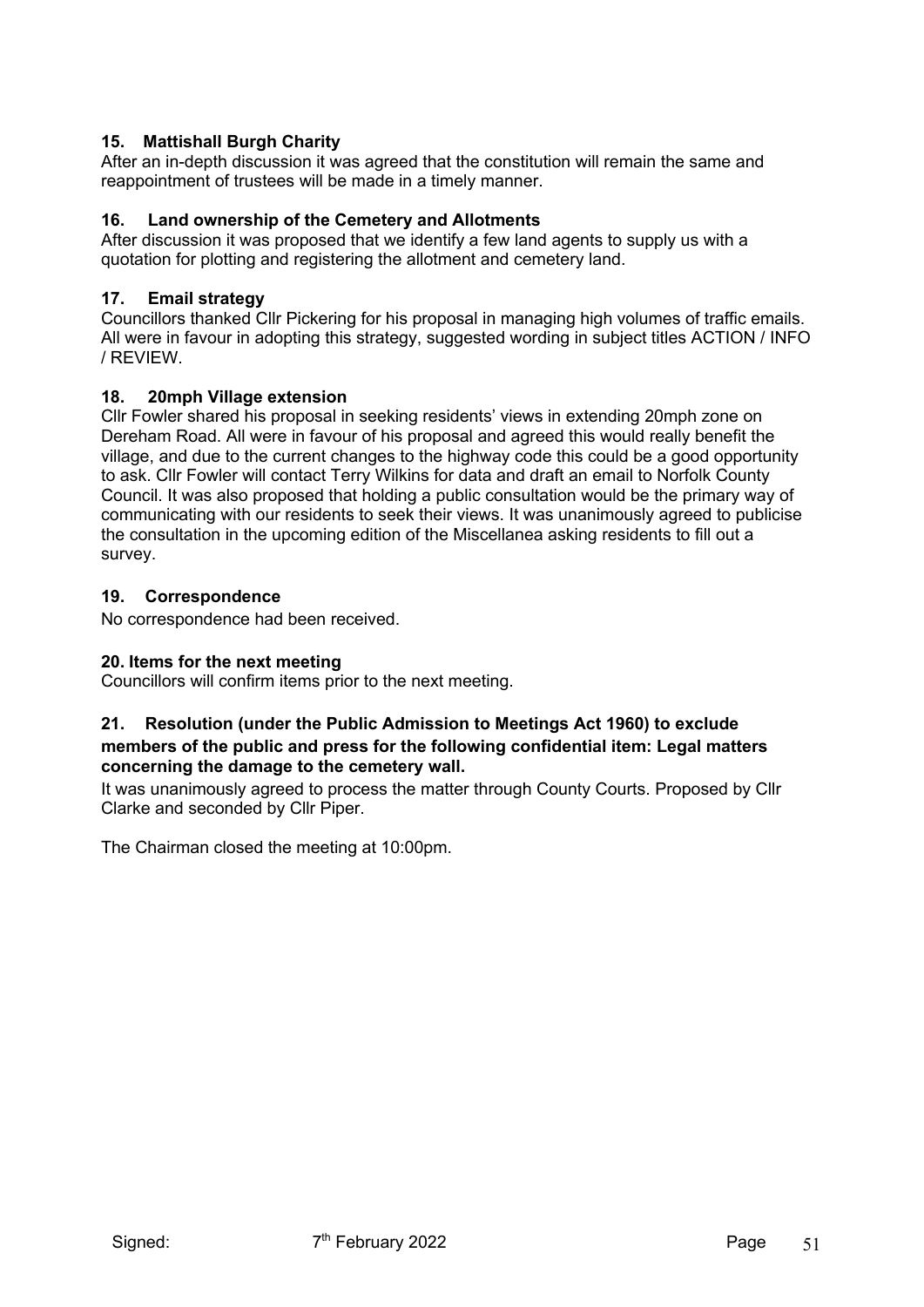### 15. Mattishall Burgh Charity

After an in-depth discussion it was agreed that the constitution will remain the same and reappointment of trustees will be made in a timely manner.

### 16. Land ownership of the Cemetery and Allotments

After discussion it was proposed that we identify a few land agents to supply us with a quotation for plotting and registering the allotment and cemetery land.

### 17. Email strategy

Councillors thanked Cllr Pickering for his proposal in managing high volumes of traffic emails. All were in favour in adopting this strategy, suggested wording in subject titles ACTION / INFO / REVIEW.

### 18. 20mph Village extension

Cllr Fowler shared his proposal in seeking residents' views in extending 20mph zone on Dereham Road. All were in favour of his proposal and agreed this would really benefit the village, and due to the current changes to the highway code this could be a good opportunity to ask. Cllr Fowler will contact Terry Wilkins for data and draft an email to Norfolk County Council. It was also proposed that holding a public consultation would be the primary way of communicating with our residents to seek their views. It was unanimously agreed to publicise the consultation in the upcoming edition of the Miscellanea asking residents to fill out a survey.

### 19. Correspondence

No correspondence had been received.

### 20. Items for the next meeting

Councillors will confirm items prior to the next meeting.

### 21. Resolution (under the Public Admission to Meetings Act 1960) to exclude members of the public and press for the following confidential item: Legal matters concerning the damage to the cemetery wall.

It was unanimously agreed to process the matter through County Courts. Proposed by Cllr Clarke and seconded by Cllr Piper.

The Chairman closed the meeting at 10:00pm.

Signed: 7th February 2022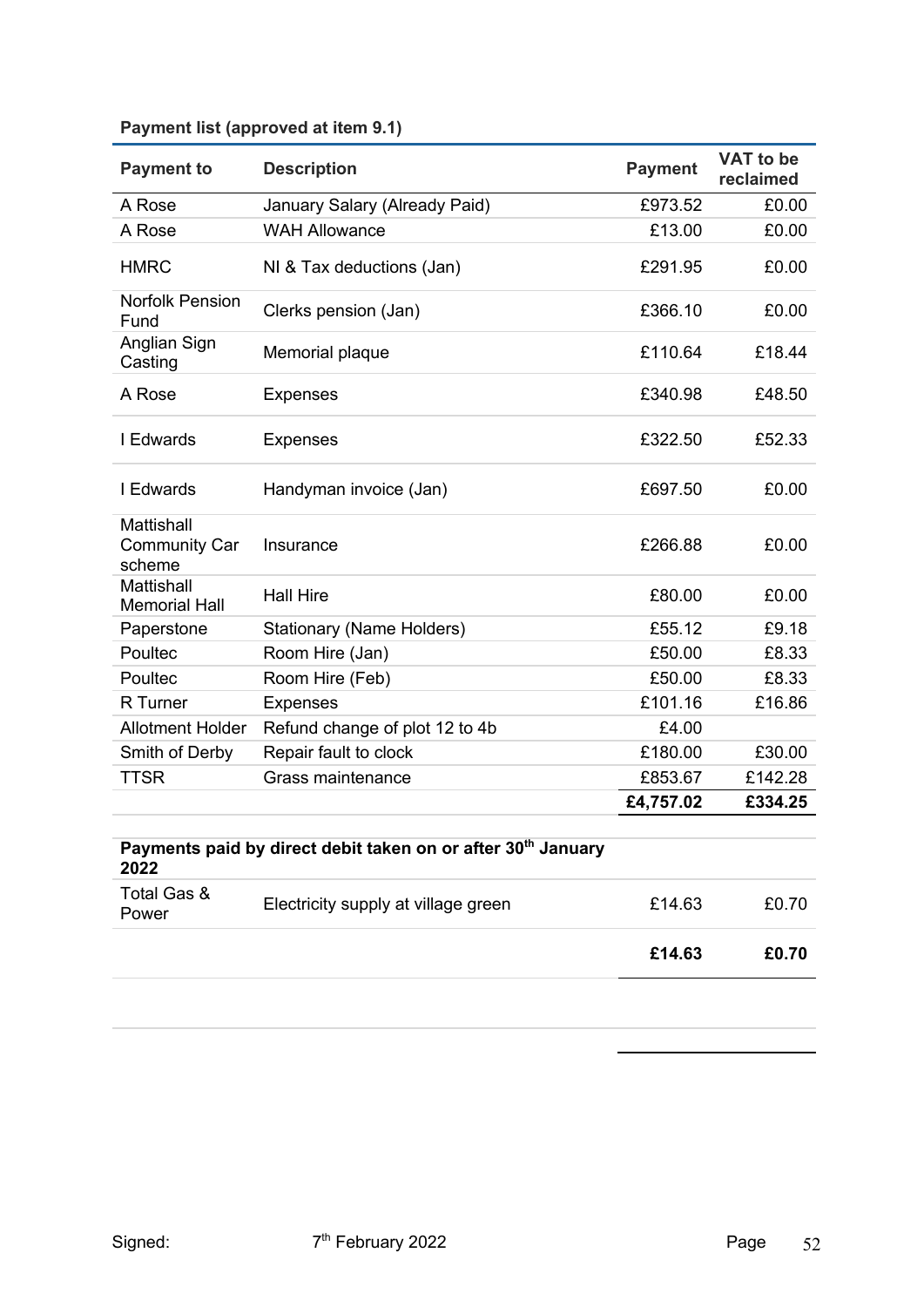**Payment list (approved at item 9.1)**

| Payment to | Description | Payment | VAT to be reclaimed |
|---|---|---|---|
| A Rose | January Salary (Already Paid) | £973.52 | £0.00 |
| A Rose | WAH Allowance | £13.00 | £0.00 |
| HMRC | NI & Tax deductions (Jan) | £291.95 | £0.00 |
| Norfolk Pension Fund | Clerks pension (Jan) | £366.10 | £0.00 |
| Anglian Sign Casting | Memorial plaque | £110.64 | £18.44 |
| A Rose | Expenses | £340.98 | £48.50 |
| I Edwards | Expenses | £322.50 | £52.33 |
| I Edwards | Handyman invoice (Jan) | £697.50 | £0.00 |
| Mattishall Community Car scheme | Insurance | £266.88 | £0.00 |
| Mattishall Memorial Hall | Hall Hire | £80.00 | £0.00 |
| Paperstone | Stationary (Name Holders) | £55.12 | £9.18 |
| Poultec | Room Hire (Jan) | £50.00 | £8.33 |
| Poultec | Room Hire (Feb) | £50.00 | £8.33 |
| R Turner | Expenses | £101.16 | £16.86 |
| Allotment Holder | Refund change of plot 12 to 4b | £4.00 | |
| Smith of Derby | Repair fault to clock | £180.00 | £30.00 |
| TTSR | Grass maintenance | £853.67 | £142.28 |
| | | **£4,757.02** | **£334.25** |

| Payments paid by direct debit taken on or after 30th January 2022 | | | |
|---|---|---|---|
| Total Gas & Power | Electricity supply at village green | £14.63 | £0.70 |
| | | **£14.63** | **£0.70** |

Signed: 7th February 2022